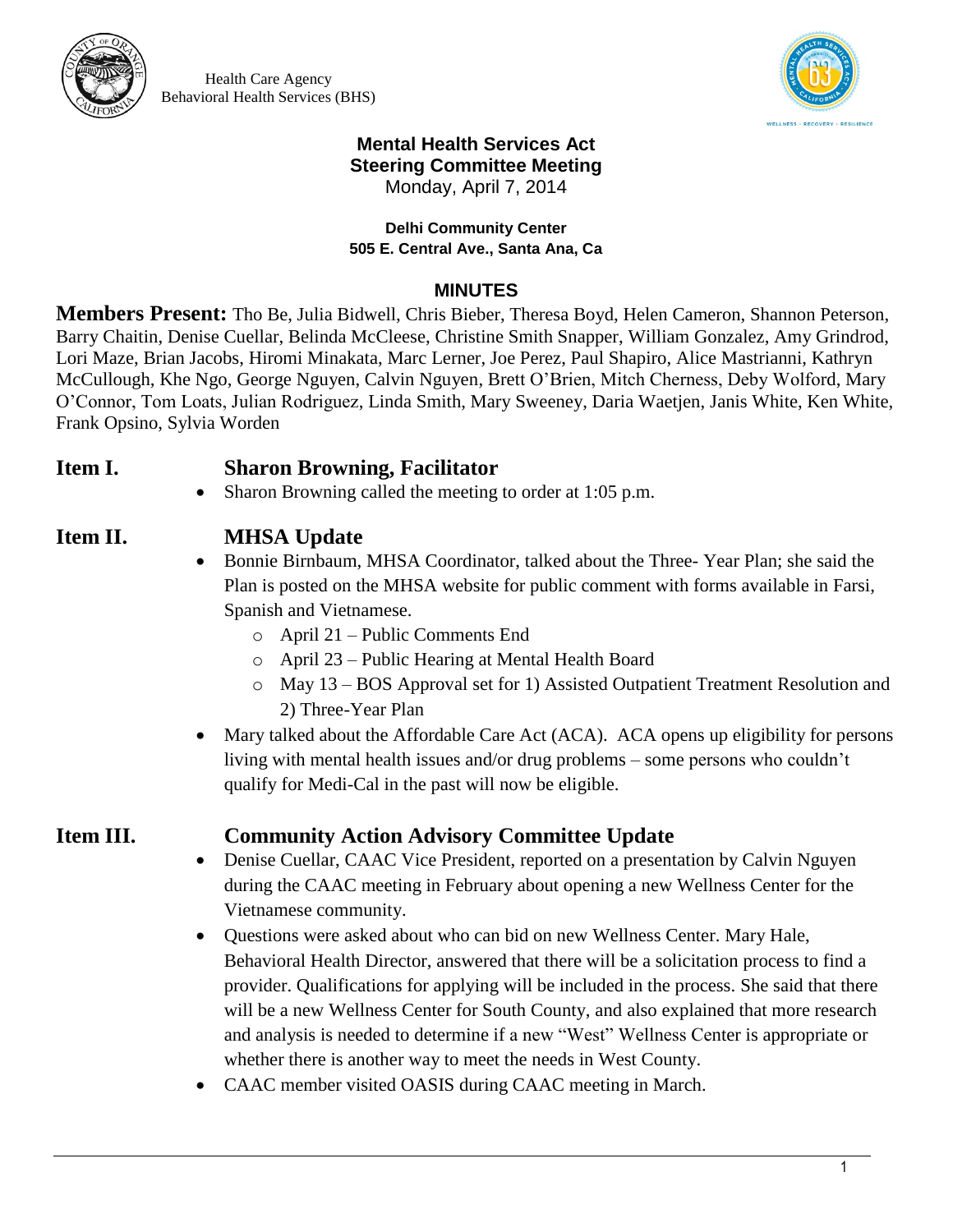Health Care Agency
Behavioral Health Services (BHS)

# Mental Health Services Act Steering Committee Meeting

Monday, April 7, 2014

**Delhi Community Center**
**505 E. Central Ave., Santa Ana, Ca**

## MINUTES

**Members Present:** Tho Be, Julia Bidwell, Chris Bieber, Theresa Boyd, Helen Cameron, Shannon Peterson, Barry Chaitin, Denise Cuellar, Belinda McCleese, Christine Smith Snapper, William Gonzalez, Amy Grindrod, Lori Maze, Brian Jacobs, Hiromi Minakata, Marc Lerner, Joe Perez, Paul Shapiro, Alice Mastrianni, Kathryn McCullough, Khe Ngo, George Nguyen, Calvin Nguyen, Brett O'Brien, Mitch Cherness, Deby Wolford, Mary O'Connor, Tom Loats, Julian Rodriguez, Linda Smith, Mary Sweeney, Daria Waetjen, Janis White, Ken White, Frank Opsino, Sylvia Worden

### Item I. Sharon Browning, Facilitator

- Sharon Browning called the meeting to order at 1:05 p.m.

### Item II. MHSA Update

- Bonnie Birnbaum, MHSA Coordinator, talked about the Three- Year Plan; she said the Plan is posted on the MHSA website for public comment with forms available in Farsi, Spanish and Vietnamese.
  - April 21 – Public Comments End
  - April 23 – Public Hearing at Mental Health Board
  - May 13 – BOS Approval set for 1) Assisted Outpatient Treatment Resolution and 2) Three-Year Plan
- Mary talked about the Affordable Care Act (ACA). ACA opens up eligibility for persons living with mental health issues and/or drug problems – some persons who couldn't qualify for Medi-Cal in the past will now be eligible.

### Item III. Community Action Advisory Committee Update

- Denise Cuellar, CAAC Vice President, reported on a presentation by Calvin Nguyen during the CAAC meeting in February about opening a new Wellness Center for the Vietnamese community.
- Questions were asked about who can bid on new Wellness Center. Mary Hale, Behavioral Health Director, answered that there will be a solicitation process to find a provider. Qualifications for applying will be included in the process. She said that there will be a new Wellness Center for South County, and also explained that more research and analysis is needed to determine if a new "West" Wellness Center is appropriate or whether there is another way to meet the needs in West County.
- CAAC member visited OASIS during CAAC meeting in March.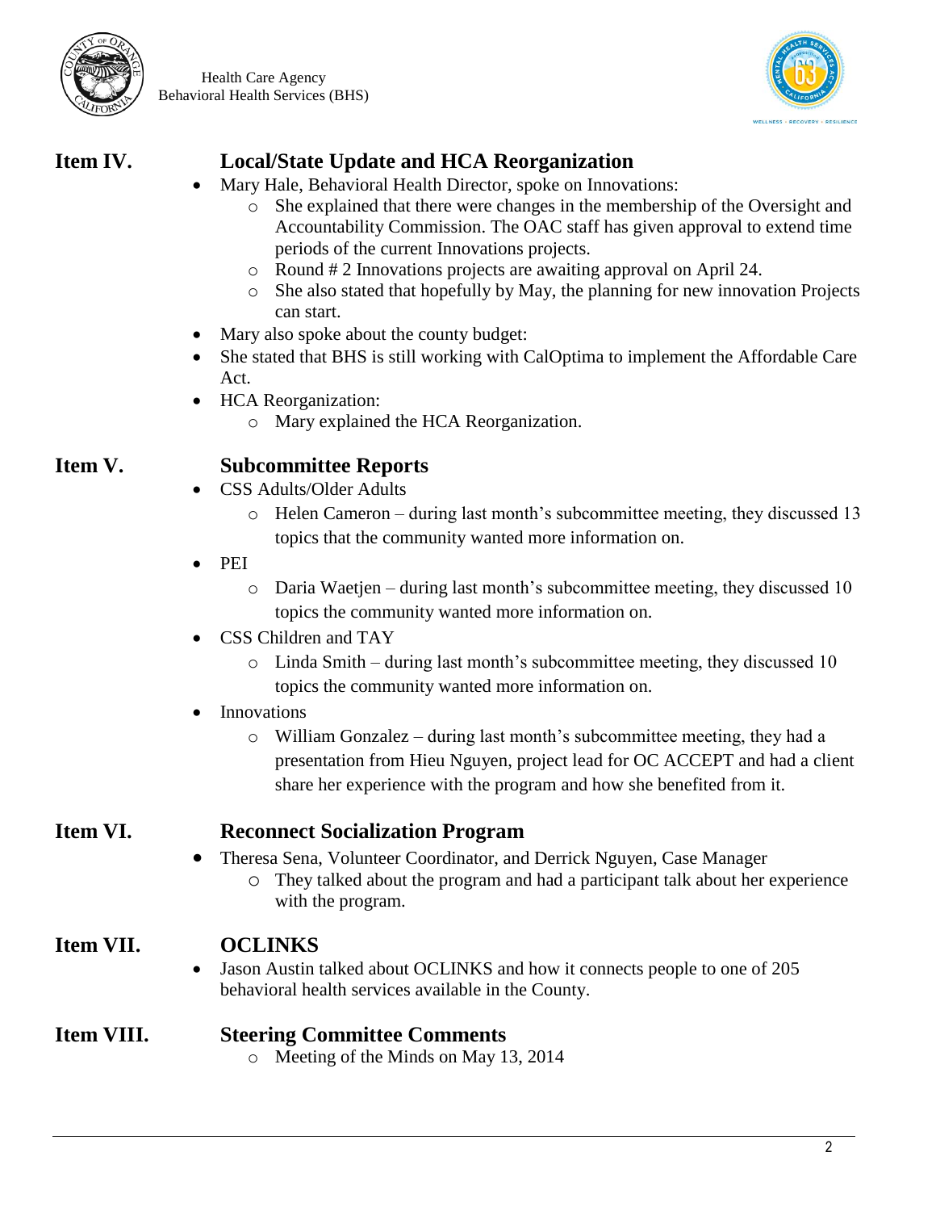## Item IV. Local/State Update and HCA Reorganization

- Mary Hale, Behavioral Health Director, spoke on Innovations:
  - She explained that there were changes in the membership of the Oversight and Accountability Commission. The OAC staff has given approval to extend time periods of the current Innovations projects.
  - Round # 2 Innovations projects are awaiting approval on April 24.
  - She also stated that hopefully by May, the planning for new innovation Projects can start.
- Mary also spoke about the county budget:
- She stated that BHS is still working with CalOptima to implement the Affordable Care Act.
- HCA Reorganization:
  - Mary explained the HCA Reorganization.

## Item V. Subcommittee Reports

- CSS Adults/Older Adults
  - Helen Cameron – during last month's subcommittee meeting, they discussed 13 topics that the community wanted more information on.
- PEI
  - Daria Waetjen – during last month's subcommittee meeting, they discussed 10 topics the community wanted more information on.
- CSS Children and TAY
  - Linda Smith – during last month's subcommittee meeting, they discussed 10 topics the community wanted more information on.
- Innovations
  - William Gonzalez – during last month's subcommittee meeting, they had a presentation from Hieu Nguyen, project lead for OC ACCEPT and had a client share her experience with the program and how she benefited from it.

## Item VI. Reconnect Socialization Program

- Theresa Sena, Volunteer Coordinator, and Derrick Nguyen, Case Manager
  - They talked about the program and had a participant talk about her experience with the program.

## Item VII. OCLINKS

- Jason Austin talked about OCLINKS and how it connects people to one of 205 behavioral health services available in the County.

## Item VIII. Steering Committee Comments

- Meeting of the Minds on May 13, 2014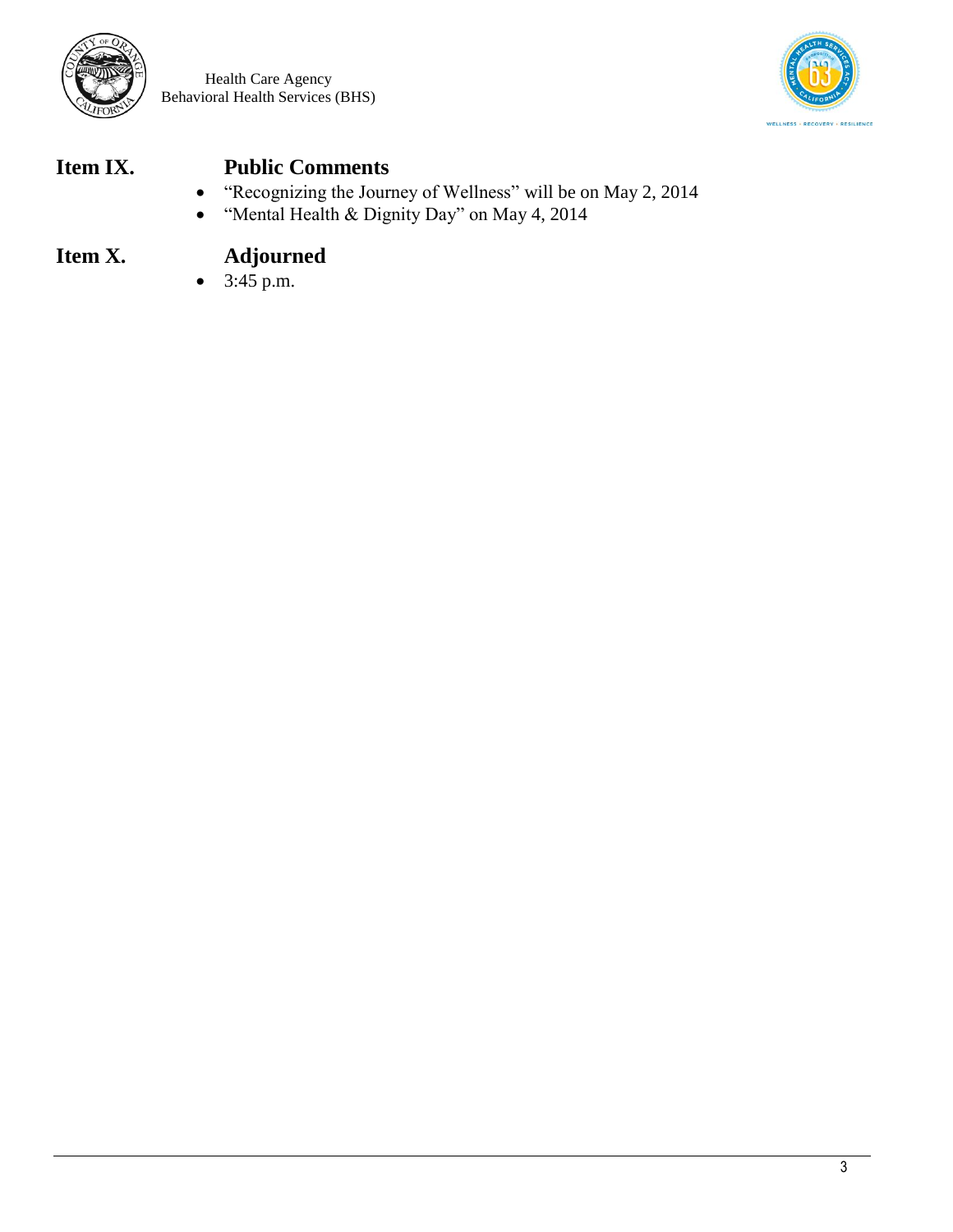## Item IX. Public Comments

- "Recognizing the Journey of Wellness" will be on May 2, 2014
- "Mental Health & Dignity Day" on May 4, 2014

## Item X. Adjourned

- 3:45 p.m.